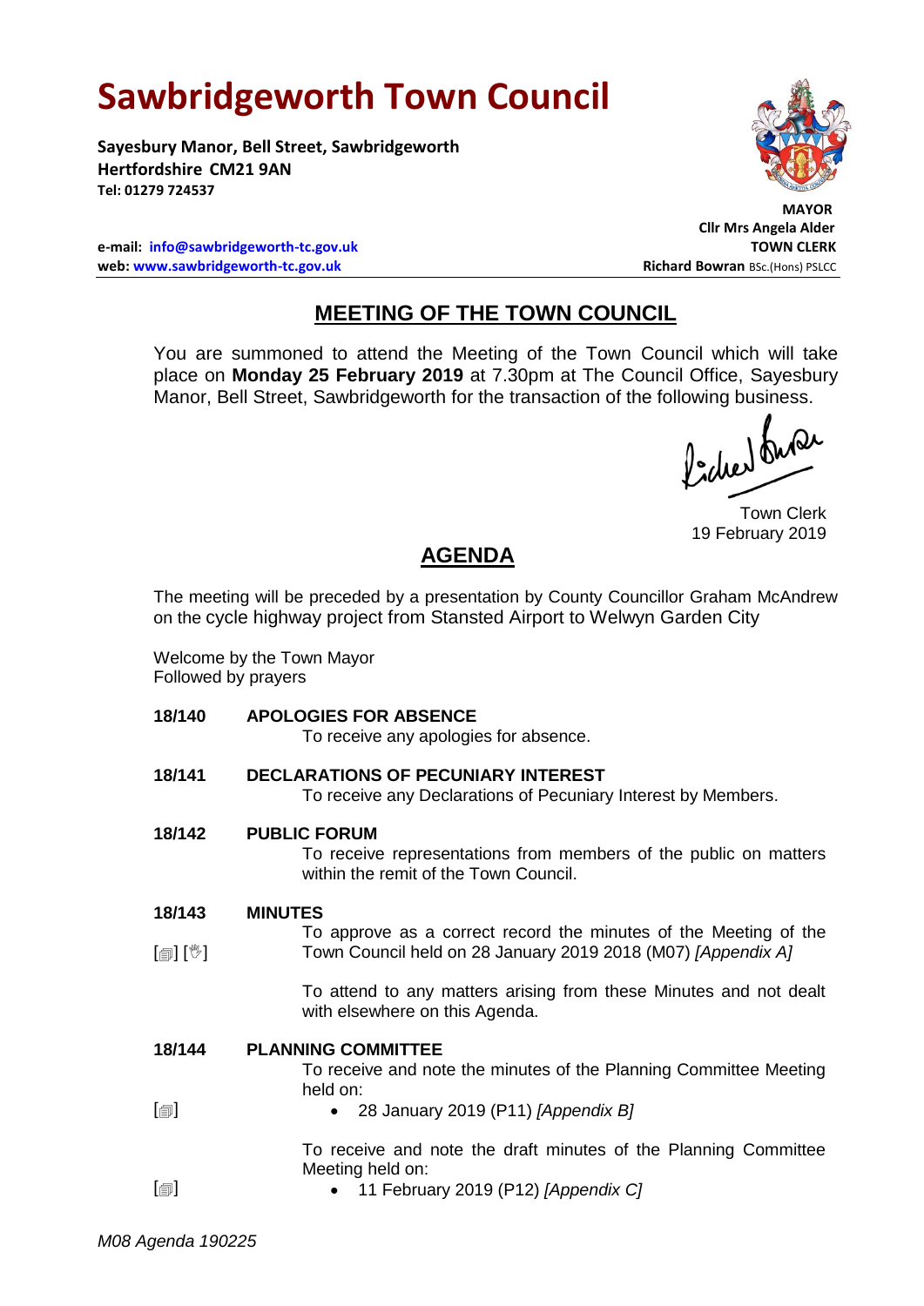# Sawbridgeworth Town Council

**Sayesbury Manor, Bell Street, Sawbridgeworth**
**Hertfordshire CM21 9AN**
**Tel: 01279 724537**

**e-mail: info@sawbridgeworth-tc.gov.uk**
**web: www.sawbridgeworth-tc.gov.uk**

**MAYOR**
**Cllr Mrs Angela Alder**
**TOWN CLERK**
**Richard Bowran** BSc.(Hons) PSLCC

## MEETING OF THE TOWN COUNCIL

You are summoned to attend the Meeting of the Town Council which will take place on **Monday 25 February 2019** at 7.30pm at The Council Office, Sayesbury Manor, Bell Street, Sawbridgeworth for the transaction of the following business.

Town Clerk
19 February 2019

## AGENDA

The meeting will be preceded by a presentation by County Councillor Graham McAndrew on the cycle highway project from Stansted Airport to Welwyn Garden City

Welcome by the Town Mayor
Followed by prayers

**18/140 APOLOGIES FOR ABSENCE**

To receive any apologies for absence.

**18/141 DECLARATIONS OF PECUNIARY INTEREST**

To receive any Declarations of Pecuniary Interest by Members.

**18/142 PUBLIC FORUM**

To receive representations from members of the public on matters within the remit of the Town Council.

**18/143 MINUTES**

[▤] [✋] To approve as a correct record the minutes of the Meeting of the Town Council held on 28 January 2019 2018 (M07) *[Appendix A]*

To attend to any matters arising from these Minutes and not dealt with elsewhere on this Agenda.

**18/144 PLANNING COMMITTEE**

To receive and note the minutes of the Planning Committee Meeting held on:

[▤]
- 28 January 2019 (P11) *[Appendix B]*

To receive and note the draft minutes of the Planning Committee Meeting held on:

[▤]
- 11 February 2019 (P12) *[Appendix C]*

*M08 Agenda 190225*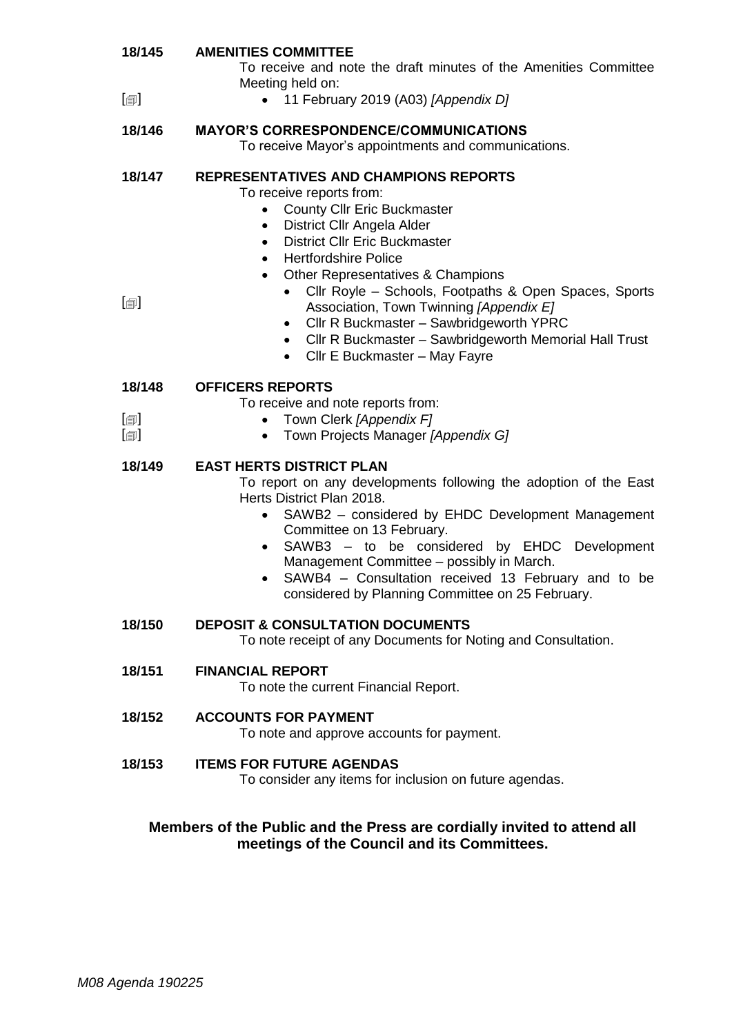**18/145 AMENITIES COMMITTEE**

To receive and note the draft minutes of the Amenities Committee Meeting held on:

[🗐]
- 11 February 2019 (A03) *[Appendix D]*

**18/146 MAYOR'S CORRESPONDENCE/COMMUNICATIONS**

To receive Mayor's appointments and communications.

**18/147 REPRESENTATIVES AND CHAMPIONS REPORTS**

To receive reports from:

- County Cllr Eric Buckmaster
- District Cllr Angela Alder
- District Cllr Eric Buckmaster
- Hertfordshire Police
- Other Representatives & Champions
  - [🗐] Cllr Royle – Schools, Footpaths & Open Spaces, Sports Association, Town Twinning *[Appendix E]*
  - Cllr R Buckmaster – Sawbridgeworth YPRC
  - Cllr R Buckmaster – Sawbridgeworth Memorial Hall Trust
  - Cllr E Buckmaster – May Fayre

**18/148 OFFICERS REPORTS**

To receive and note reports from:

[🗐]
- Town Clerk *[Appendix F]*

[🗐]
- Town Projects Manager *[Appendix G]*

**18/149 EAST HERTS DISTRICT PLAN**

To report on any developments following the adoption of the East Herts District Plan 2018.

- SAWB2 – considered by EHDC Development Management Committee on 13 February.
- SAWB3 – to be considered by EHDC Development Management Committee – possibly in March.
- SAWB4 – Consultation received 13 February and to be considered by Planning Committee on 25 February.

**18/150 DEPOSIT & CONSULTATION DOCUMENTS**

To note receipt of any Documents for Noting and Consultation.

**18/151 FINANCIAL REPORT**

To note the current Financial Report.

**18/152 ACCOUNTS FOR PAYMENT**

To note and approve accounts for payment.

**18/153 ITEMS FOR FUTURE AGENDAS**

To consider any items for inclusion on future agendas.

**Members of the Public and the Press are cordially invited to attend all meetings of the Council and its Committees.**

*M08 Agenda 190225*